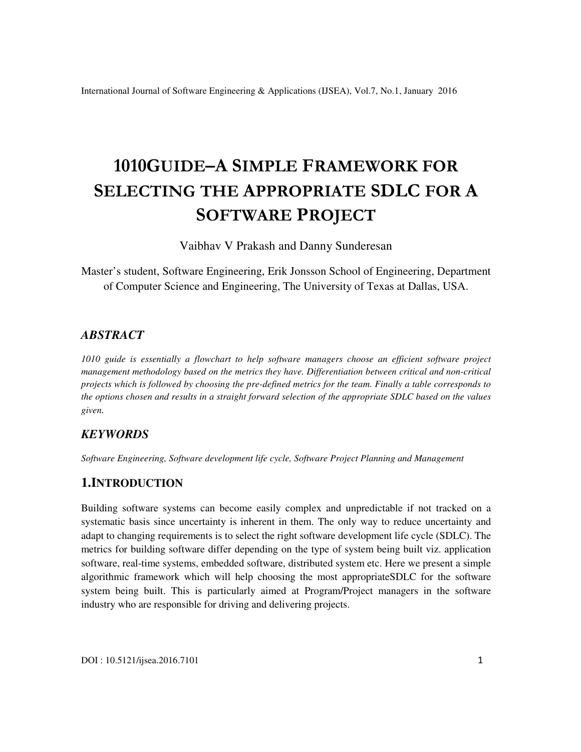# 1010GUIDE–A SIMPLE FRAMEWORK FOR SELECTING THE APPROPRIATE SDLC FOR A SOFTWARE PROJECT

Vaibhav V Prakash and Danny Sunderesan

Master's student, Software Engineering, Erik Jonsson School of Engineering, Department of Computer Science and Engineering, The University of Texas at Dallas, USA.

## *ABSTRACT*

*1010 guide is essentially a flowchart to help software managers choose an efficient software project management methodology based on the metrics they have. Differentiation between critical and non-critical projects which is followed by choosing the pre-defined metrics for the team. Finally a table corresponds to the options chosen and results in a straight forward selection of the appropriate SDLC based on the values given.*

## *KEYWORDS*

*Software Engineering, Software development life cycle, Software Project Planning and Management*

## 1.INTRODUCTION

Building software systems can become easily complex and unpredictable if not tracked on a systematic basis since uncertainty is inherent in them. The only way to reduce uncertainty and adapt to changing requirements is to select the right software development life cycle (SDLC). The metrics for building software differ depending on the type of system being built viz. application software, real-time systems, embedded software, distributed system etc. Here we present a simple algorithmic framework which will help choosing the most appropriateSDLC for the software system being built. This is particularly aimed at Program/Project managers in the software industry who are responsible for driving and delivering projects.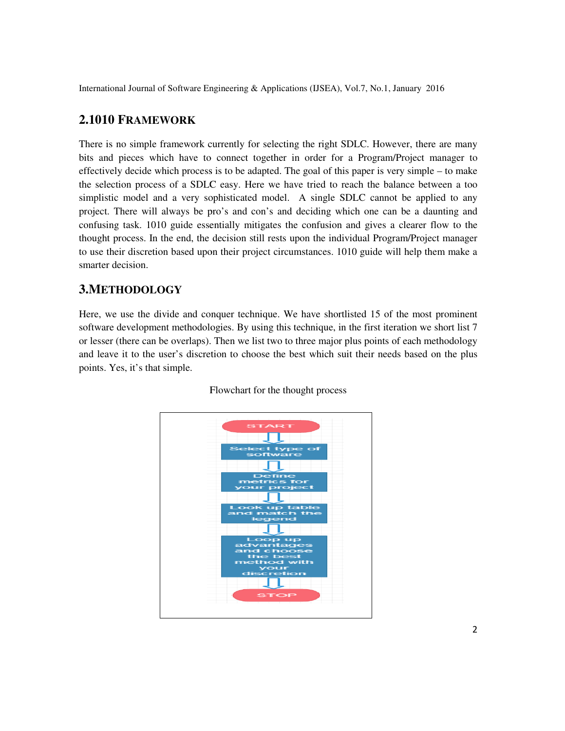## 2.1010 FRAMEWORK

There is no simple framework currently for selecting the right SDLC. However, there are many bits and pieces which have to connect together in order for a Program/Project manager to effectively decide which process is to be adapted. The goal of this paper is very simple – to make the selection process of a SDLC easy. Here we have tried to reach the balance between a too simplistic model and a very sophisticated model. A single SDLC cannot be applied to any project. There will always be pro's and con's and deciding which one can be a daunting and confusing task. 1010 guide essentially mitigates the confusion and gives a clearer flow to the thought process. In the end, the decision still rests upon the individual Program/Project manager to use their discretion based upon their project circumstances. 1010 guide will help them make a smarter decision.

## 3.METHODOLOGY

Here, we use the divide and conquer technique. We have shortlisted 15 of the most prominent software development methodologies. By using this technique, in the first iteration we short list 7 or lesser (there can be overlaps). Then we list two to three major plus points of each methodology and leave it to the user's discretion to choose the best which suit their needs based on the plus points. Yes, it's that simple.

Flowchart for the thought process

START → Select type of software → Define metrics for your project → Look up table and match the legend → Loop up advantages and choose the best method with your discretion → STOP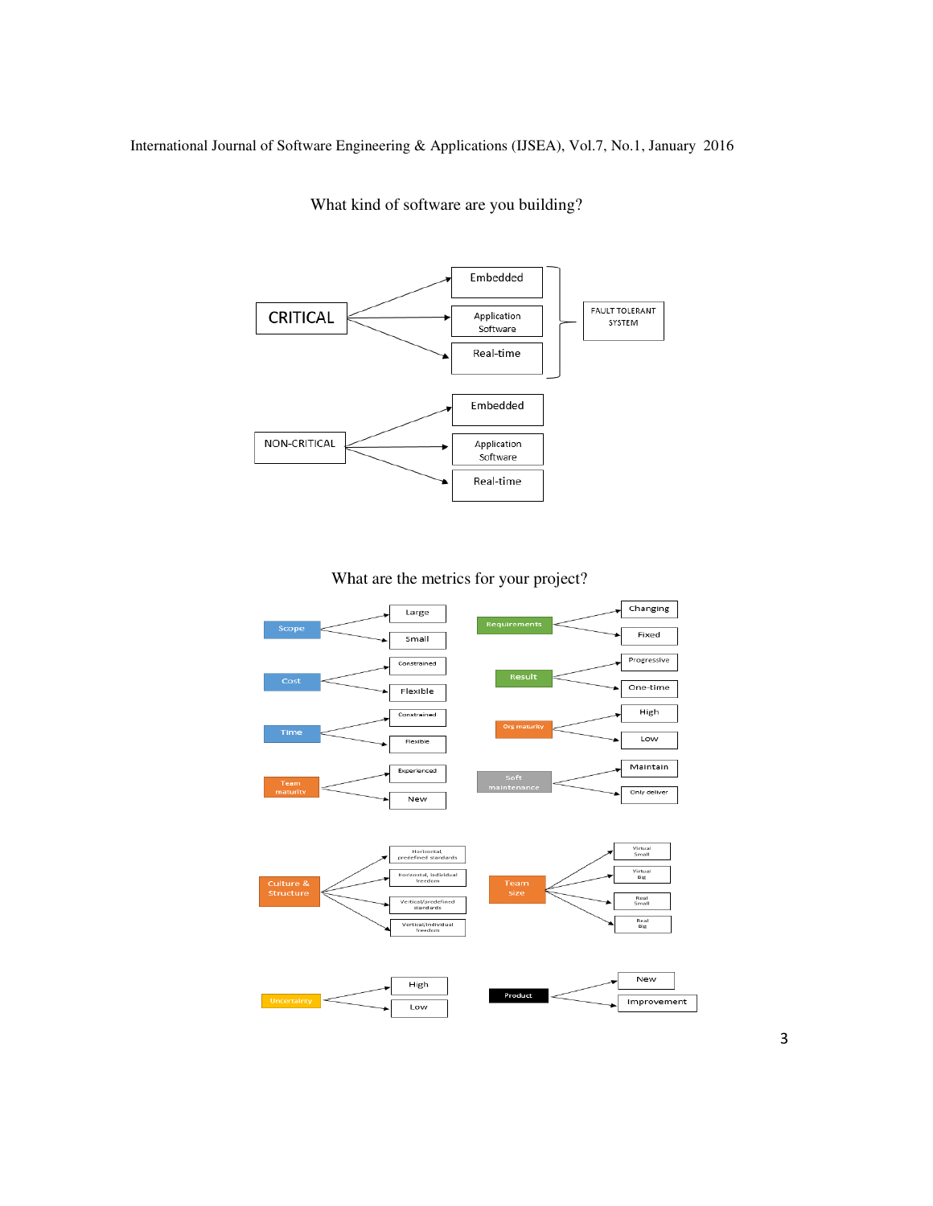What kind of software are you building?

- CRITICAL
  - Embedded
  - Application Software
  - Real-time
  - → FAULT TOLERANT SYSTEM
- NON-CRITICAL
  - Embedded
  - Application Software
  - Real-time

What are the metrics for your project?

- Scope: Large / Small
- Cost: Constrained / Flexible
- Time: Constrained / Flexible
- Team maturity: Experienced / New
- Requirements: Changing / Fixed
- Result: Progressive / One-time
- Org maturity: High / Low
- Soft maintenance: Maintain / Only deliver
- Culture & Structure: Horizontal, predefined standards / Horizontal, individual freedom / Vertical/predefined standards / Vertical/individual freedom
- Team size: Virtual Small / Virtual Big / Real Small / Real Big
- Uncertainty: High / Low
- Product: New / Improvement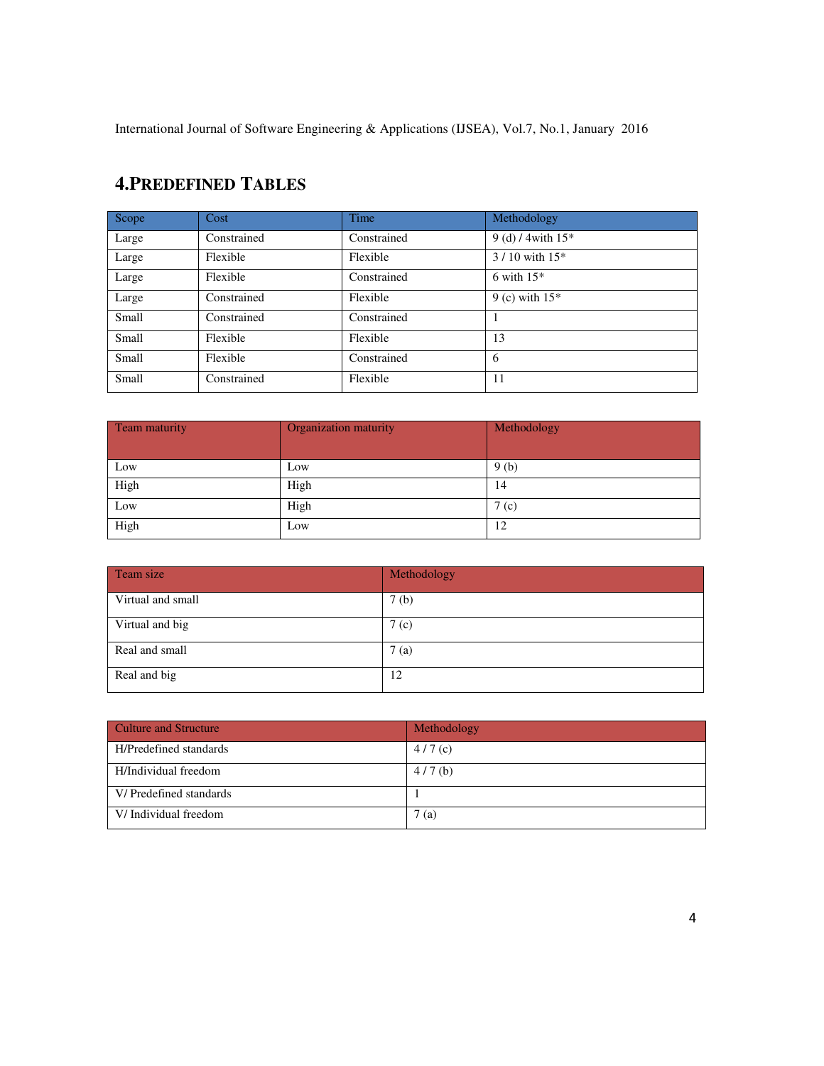## 4.PREDEFINED TABLES

| Scope | Cost | Time | Methodology |
|---|---|---|---|
| Large | Constrained | Constrained | 9 (d) / 4with 15* |
| Large | Flexible | Flexible | 3 / 10 with 15* |
| Large | Flexible | Constrained | 6 with 15* |
| Large | Constrained | Flexible | 9 (c) with 15* |
| Small | Constrained | Constrained | 1 |
| Small | Flexible | Flexible | 13 |
| Small | Flexible | Constrained | 6 |
| Small | Constrained | Flexible | 11 |

| Team maturity | Organization maturity | Methodology |
|---|---|---|
| Low | Low | 9 (b) |
| High | High | 14 |
| Low | High | 7 (c) |
| High | Low | 12 |

| Team size | Methodology |
|---|---|
| Virtual and small | 7 (b) |
| Virtual and big | 7 (c) |
| Real and small | 7 (a) |
| Real and big | 12 |

| Culture and Structure | Methodology |
|---|---|
| H/Predefined standards | 4 / 7 (c) |
| H/Individual freedom | 4 / 7 (b) |
| V/ Predefined standards | 1 |
| V/ Individual freedom | 7 (a) |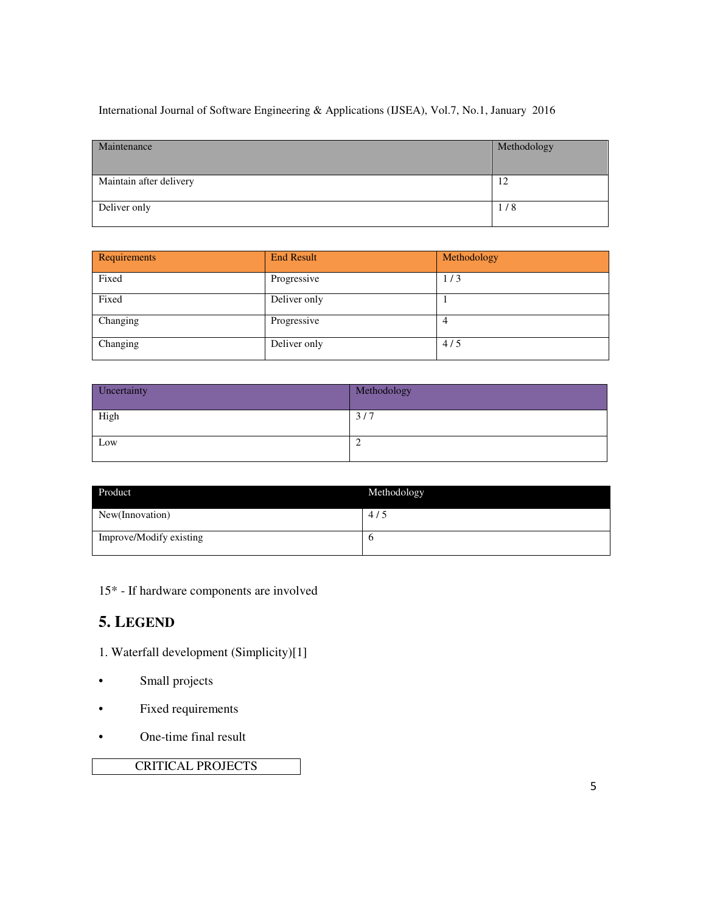| Maintenance | Methodology |
|---|---|
| Maintain after delivery | 12 |
| Deliver only | 1 / 8 |

| Requirements | End Result | Methodology |
|---|---|---|
| Fixed | Progressive | 1 / 3 |
| Fixed | Deliver only | 1 |
| Changing | Progressive | 4 |
| Changing | Deliver only | 4 / 5 |

| Uncertainty | Methodology |
|---|---|
| High | 3 / 7 |
| Low | 2 |

| Product | Methodology |
|---|---|
| New(Innovation) | 4 / 5 |
| Improve/Modify existing | 6 |

15* - If hardware components are involved

## 5. LEGEND

1. Waterfall development (Simplicity)[1]

- Small projects
- Fixed requirements
- One-time final result

CRITICAL PROJECTS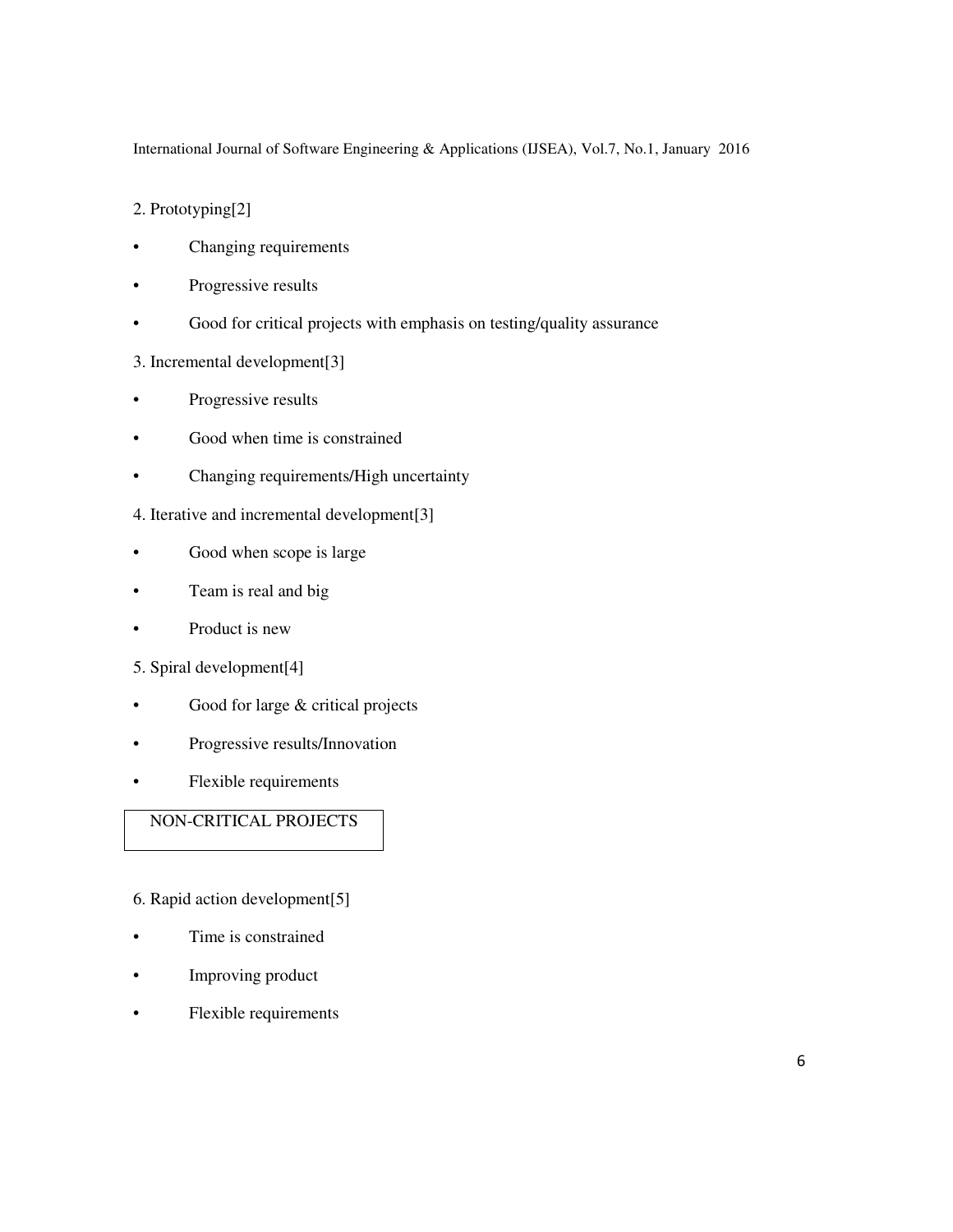2. Prototyping[2]

- Changing requirements
- Progressive results
- Good for critical projects with emphasis on testing/quality assurance

3. Incremental development[3]

- Progressive results
- Good when time is constrained
- Changing requirements/High uncertainty

4. Iterative and incremental development[3]

- Good when scope is large
- Team is real and big
- Product is new

5. Spiral development[4]

- Good for large & critical projects
- Progressive results/Innovation
- Flexible requirements

| NON-CRITICAL PROJECTS |
| --- |

6. Rapid action development[5]

- Time is constrained
- Improving product
- Flexible requirements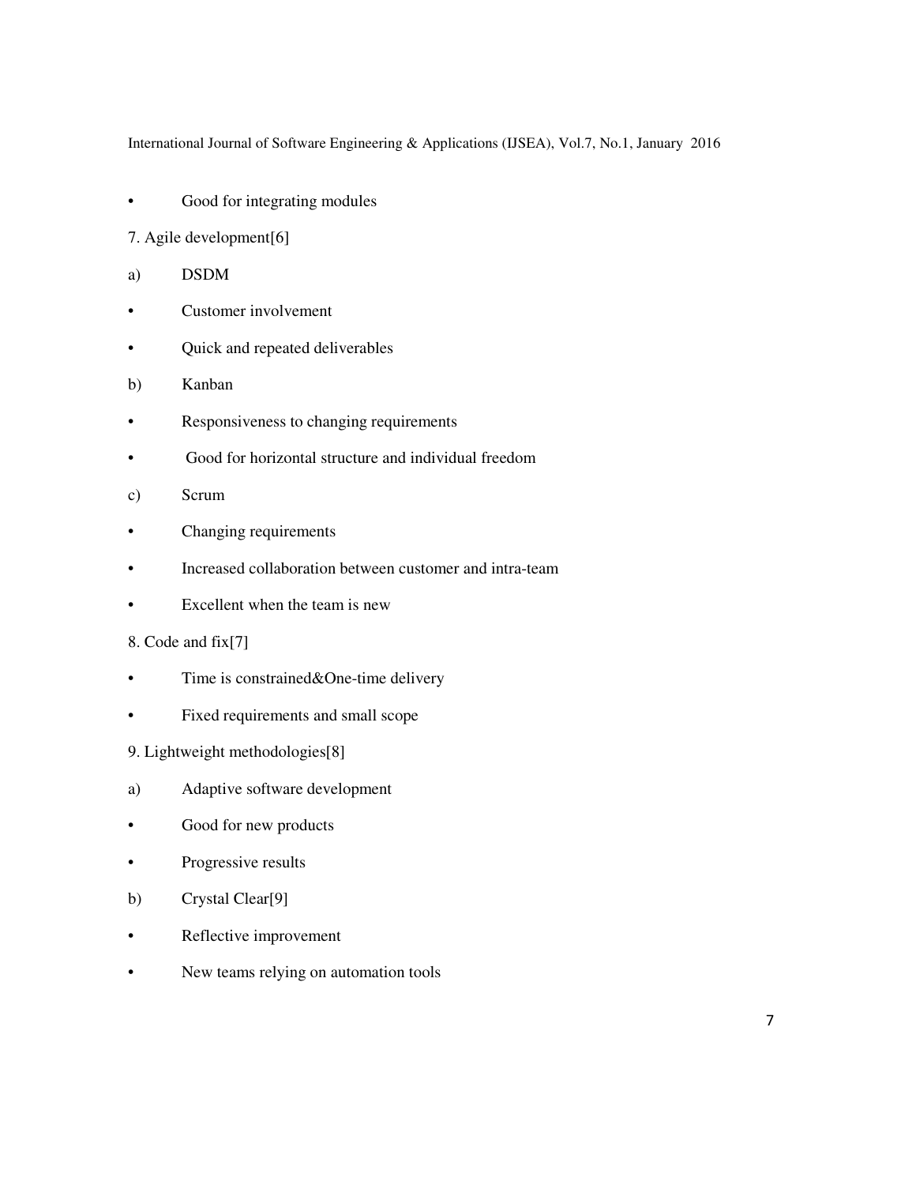- Good for integrating modules

7. Agile development[6]

a) DSDM

- Customer involvement
- Quick and repeated deliverables

b) Kanban

- Responsiveness to changing requirements
- Good for horizontal structure and individual freedom

c) Scrum

- Changing requirements
- Increased collaboration between customer and intra-team
- Excellent when the team is new

8. Code and fix[7]

- Time is constrained&One-time delivery
- Fixed requirements and small scope

9. Lightweight methodologies[8]

a) Adaptive software development

- Good for new products
- Progressive results

b) Crystal Clear[9]

- Reflective improvement
- New teams relying on automation tools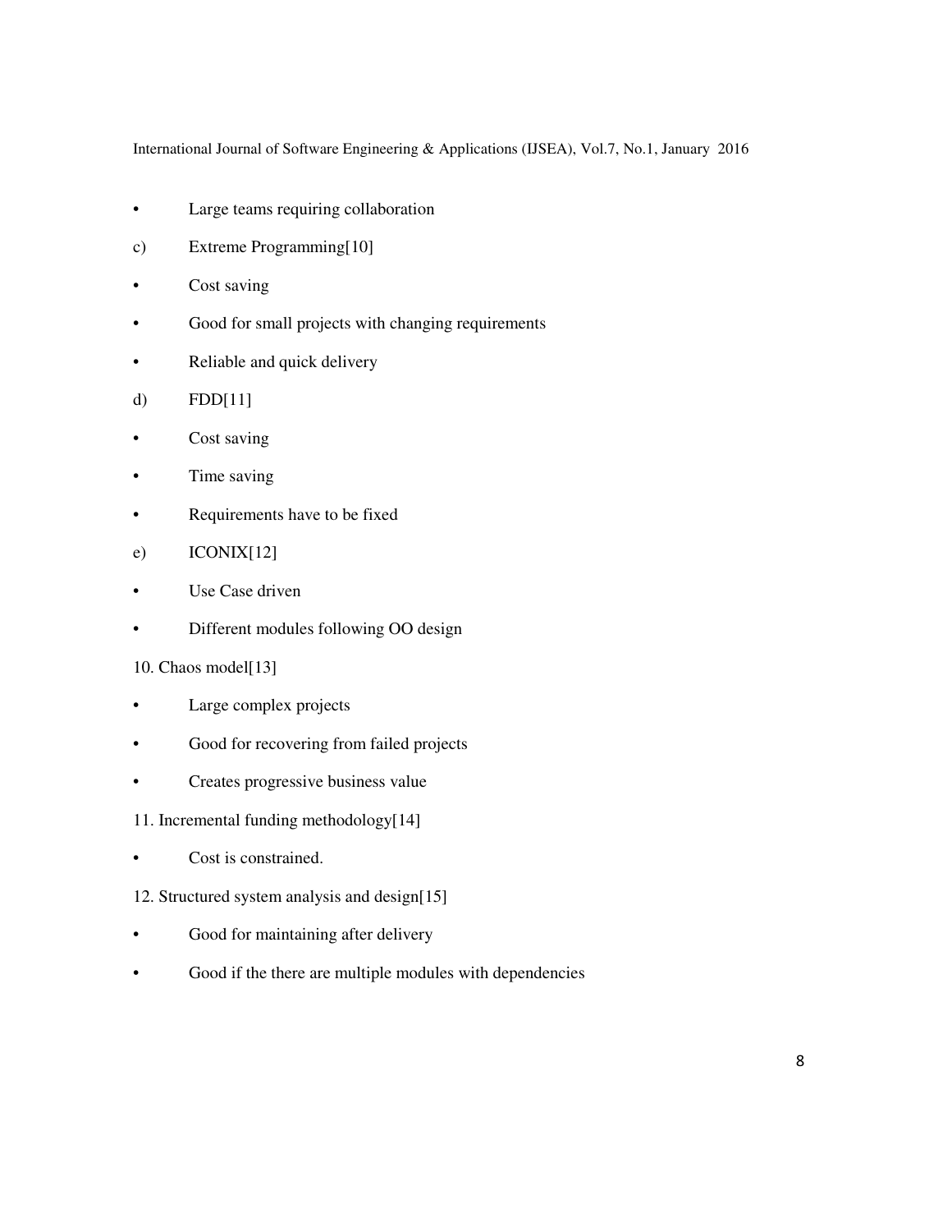- Large teams requiring collaboration

c) Extreme Programming[10]

- Cost saving
- Good for small projects with changing requirements
- Reliable and quick delivery

d) FDD[11]

- Cost saving
- Time saving
- Requirements have to be fixed

e) ICONIX[12]

- Use Case driven
- Different modules following OO design

10. Chaos model[13]

- Large complex projects
- Good for recovering from failed projects
- Creates progressive business value

11. Incremental funding methodology[14]

- Cost is constrained.

12. Structured system analysis and design[15]

- Good for maintaining after delivery
- Good if the there are multiple modules with dependencies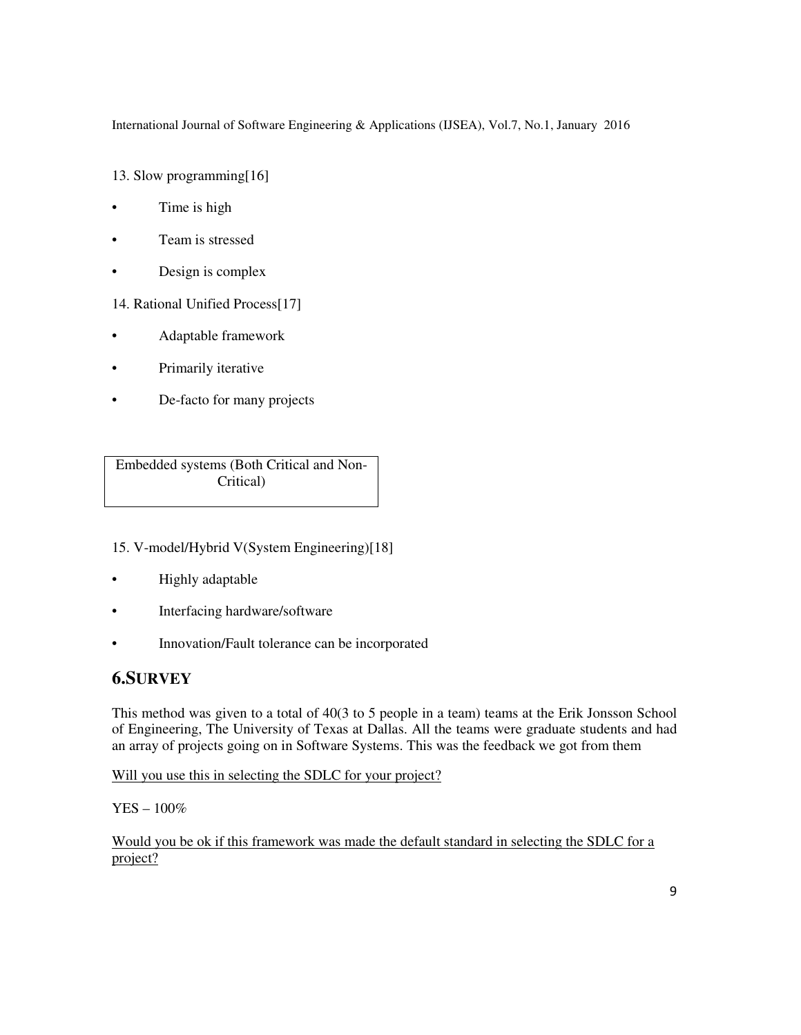13. Slow programming[16]

- Time is high
- Team is stressed
- Design is complex

14. Rational Unified Process[17]

- Adaptable framework
- Primarily iterative
- De-facto for many projects

| Embedded systems (Both Critical and Non-Critical) |
|---|

15. V-model/Hybrid V(System Engineering)[18]

- Highly adaptable
- Interfacing hardware/software
- Innovation/Fault tolerance can be incorporated

## 6.SURVEY

This method was given to a total of 40(3 to 5 people in a team) teams at the Erik Jonsson School of Engineering, The University of Texas at Dallas. All the teams were graduate students and had an array of projects going on in Software Systems. This was the feedback we got from them

<u>Will you use this in selecting the SDLC for your project?</u>

YES – 100%

<u>Would you be ok if this framework was made the default standard in selecting the SDLC for a project?</u>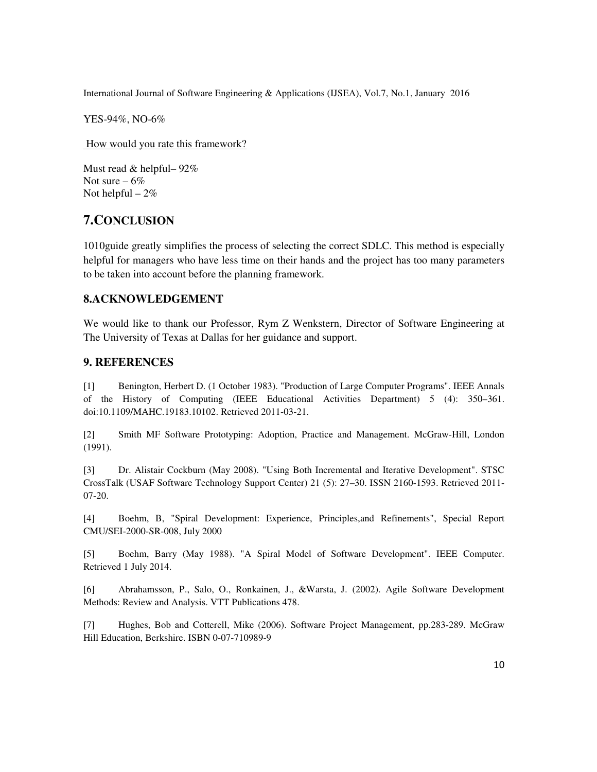YES-94%, NO-6%

How would you rate this framework?

Must read & helpful– 92%
Not sure – 6%
Not helpful – 2%

## 7.CONCLUSION

1010guide greatly simplifies the process of selecting the correct SDLC. This method is especially helpful for managers who have less time on their hands and the project has too many parameters to be taken into account before the planning framework.

## 8.ACKNOWLEDGEMENT

We would like to thank our Professor, Rym Z Wenkstern, Director of Software Engineering at The University of Texas at Dallas for her guidance and support.

## 9. REFERENCES

[1] Benington, Herbert D. (1 October 1983). "Production of Large Computer Programs". IEEE Annals of the History of Computing (IEEE Educational Activities Department) 5 (4): 350–361. doi:10.1109/MAHC.19183.10102. Retrieved 2011-03-21.

[2] Smith MF Software Prototyping: Adoption, Practice and Management. McGraw-Hill, London (1991).

[3] Dr. Alistair Cockburn (May 2008). "Using Both Incremental and Iterative Development". STSC CrossTalk (USAF Software Technology Support Center) 21 (5): 27–30. ISSN 2160-1593. Retrieved 2011-07-20.

[4] Boehm, B, "Spiral Development: Experience, Principles,and Refinements", Special Report CMU/SEI-2000-SR-008, July 2000

[5] Boehm, Barry (May 1988). "A Spiral Model of Software Development". IEEE Computer. Retrieved 1 July 2014.

[6] Abrahamsson, P., Salo, O., Ronkainen, J., &Warsta, J. (2002). Agile Software Development Methods: Review and Analysis. VTT Publications 478.

[7] Hughes, Bob and Cotterell, Mike (2006). Software Project Management, pp.283-289. McGraw Hill Education, Berkshire. ISBN 0-07-710989-9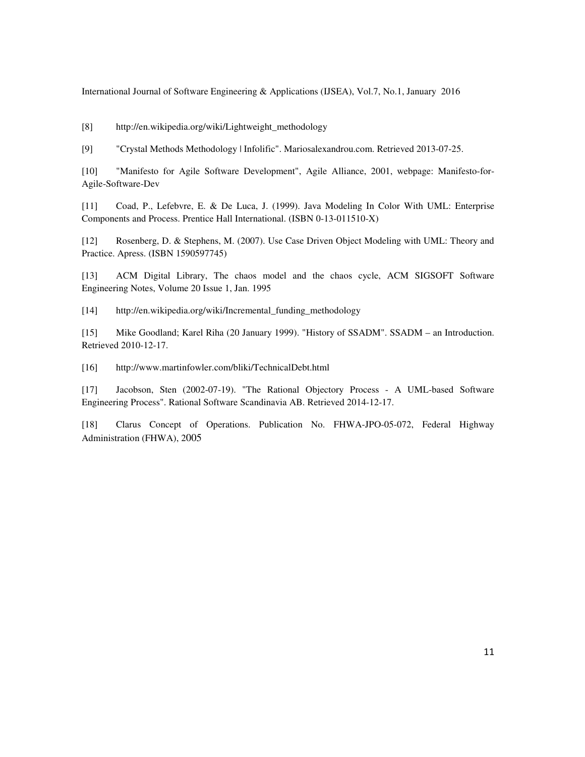[8] http://en.wikipedia.org/wiki/Lightweight_methodology

[9] "Crystal Methods Methodology | Infolific". Mariosalexandrou.com. Retrieved 2013-07-25.

[10] "Manifesto for Agile Software Development", Agile Alliance, 2001, webpage: Manifesto-for-Agile-Software-Dev

[11] Coad, P., Lefebvre, E. & De Luca, J. (1999). Java Modeling In Color With UML: Enterprise Components and Process. Prentice Hall International. (ISBN 0-13-011510-X)

[12] Rosenberg, D. & Stephens, M. (2007). Use Case Driven Object Modeling with UML: Theory and Practice. Apress. (ISBN 1590597745)

[13] ACM Digital Library, The chaos model and the chaos cycle, ACM SIGSOFT Software Engineering Notes, Volume 20 Issue 1, Jan. 1995

[14] http://en.wikipedia.org/wiki/Incremental_funding_methodology

[15] Mike Goodland; Karel Riha (20 January 1999). "History of SSADM". SSADM – an Introduction. Retrieved 2010-12-17.

[16] http://www.martinfowler.com/bliki/TechnicalDebt.html

[17] Jacobson, Sten (2002-07-19). "The Rational Objectory Process - A UML-based Software Engineering Process". Rational Software Scandinavia AB. Retrieved 2014-12-17.

[18] Clarus Concept of Operations. Publication No. FHWA-JPO-05-072, Federal Highway Administration (FHWA), 2005